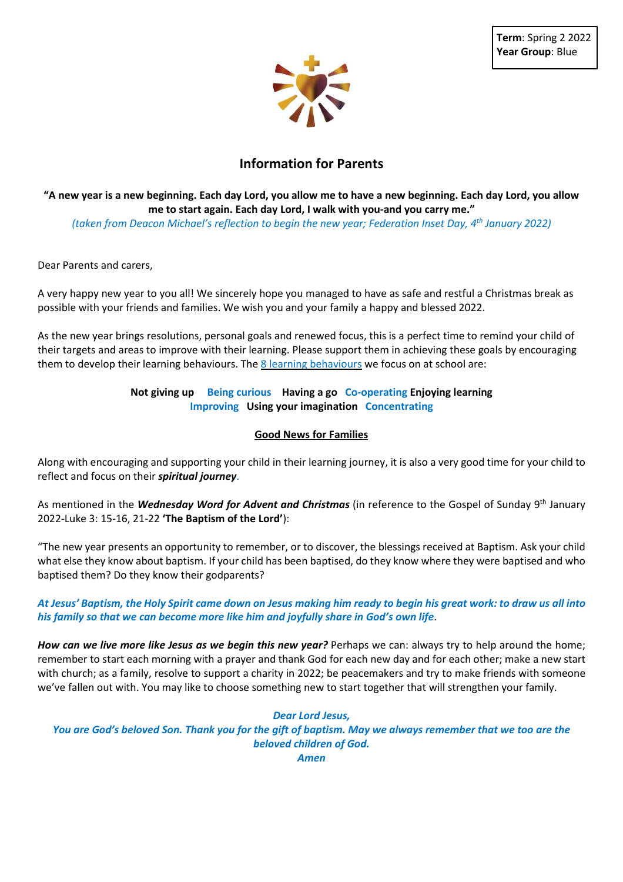**Term**: Spring 2 2022
**Year Group**: Blue

# Information for Parents

**"A new year is a new beginning. Each day Lord, you allow me to have a new beginning. Each day Lord, you allow me to start again. Each day Lord, I walk with you-and you carry me."**

*(taken from Deacon Michael's reflection to begin the new year; Federation Inset Day, 4th January 2022)*

Dear Parents and carers,

A very happy new year to you all! We sincerely hope you managed to have as safe and restful a Christmas break as possible with your friends and families. We wish you and your family a happy and blessed 2022.

As the new year brings resolutions, personal goals and renewed focus, this is a perfect time to remind your child of their targets and areas to improve with their learning. Please support them in achieving these goals by encouraging them to develop their learning behaviours. The 8 learning behaviours we focus on at school are:

**Not giving up Being curious Having a go Co-operating Enjoying learning Improving Using your imagination Concentrating**

## Good News for Families

Along with encouraging and supporting your child in their learning journey, it is also a very good time for your child to reflect and focus on their ***spiritual journey***.

As mentioned in the ***Wednesday Word for Advent and Christmas*** (in reference to the Gospel of Sunday 9th January 2022-Luke 3: 15-16, 21-22 **'The Baptism of the Lord'**):

"The new year presents an opportunity to remember, or to discover, the blessings received at Baptism. Ask your child what else they know about baptism. If your child has been baptised, do they know where they were baptised and who baptised them? Do they know their godparents?

***At Jesus' Baptism, the Holy Spirit came down on Jesus making him ready to begin his great work: to draw us all into his family so that we can become more like him and joyfully share in God's own life***.

***How can we live more like Jesus as we begin this new year?*** Perhaps we can: always try to help around the home; remember to start each morning with a prayer and thank God for each new day and for each other; make a new start with church; as a family, resolve to support a charity in 2022; be peacemakers and try to make friends with someone we've fallen out with. You may like to choose something new to start together that will strengthen your family.

***Dear Lord Jesus,***
***You are God's beloved Son. Thank you for the gift of baptism. May we always remember that we too are the beloved children of God.***
***Amen***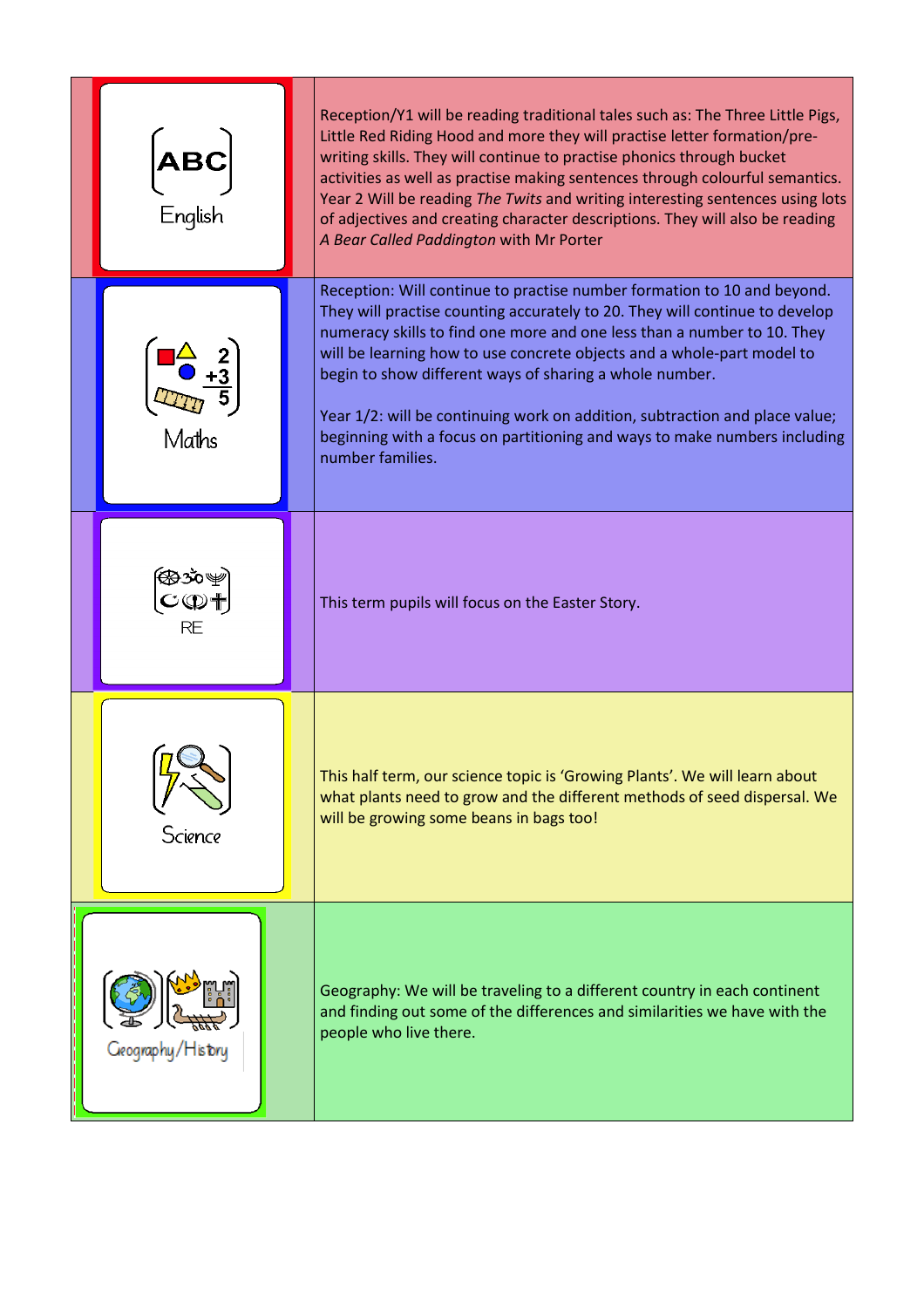| | |
|---|---|
| ABC English | Reception/Y1 will be reading traditional tales such as: The Three Little Pigs, Little Red Riding Hood and more they will practise letter formation/pre-writing skills. They will continue to practise phonics through bucket activities as well as practise making sentences through colourful semantics. Year 2 Will be reading *The Twits* and writing interesting sentences using lots of adjectives and creating character descriptions. They will also be reading *A Bear Called Paddington* with Mr Porter |
| Maths | Reception: Will continue to practise number formation to 10 and beyond. They will practise counting accurately to 20. They will continue to develop numeracy skills to find one more and one less than a number to 10. They will be learning how to use concrete objects and a whole-part model to begin to show different ways of sharing a whole number.<br><br>Year 1/2: will be continuing work on addition, subtraction and place value; beginning with a focus on partitioning and ways to make numbers including number families. |
| RE | This term pupils will focus on the Easter Story. |
| Science | This half term, our science topic is 'Growing Plants'. We will learn about what plants need to grow and the different methods of seed dispersal. We will be growing some beans in bags too! |
| Geography/History | Geography: We will be traveling to a different country in each continent and finding out some of the differences and similarities we have with the people who live there. |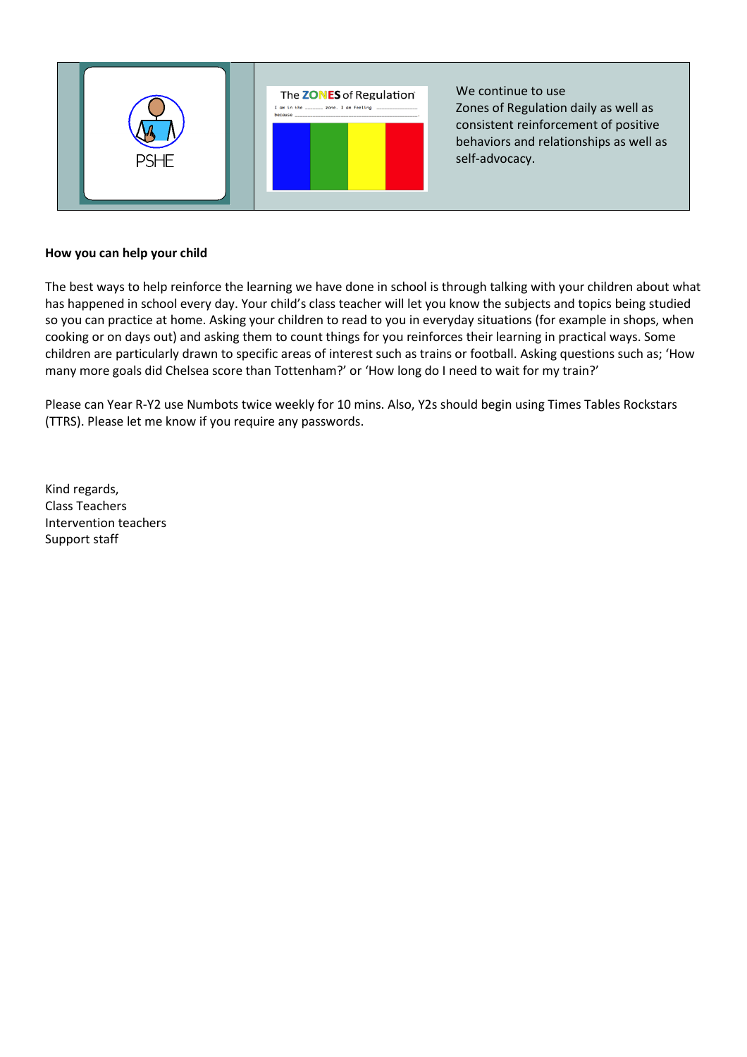| | | |
|---|---|---|
| PSHE | The ZONES of Regulation | We continue to use Zones of Regulation daily as well as consistent reinforcement of positive behaviors and relationships as well as self-advocacy. |

**How you can help your child**

The best ways to help reinforce the learning we have done in school is through talking with your children about what has happened in school every day. Your child's class teacher will let you know the subjects and topics being studied so you can practice at home. Asking your children to read to you in everyday situations (for example in shops, when cooking or on days out) and asking them to count things for you reinforces their learning in practical ways. Some children are particularly drawn to specific areas of interest such as trains or football. Asking questions such as; 'How many more goals did Chelsea score than Tottenham?' or 'How long do I need to wait for my train?'

Please can Year R-Y2 use Numbots twice weekly for 10 mins. Also, Y2s should begin using Times Tables Rockstars (TTRS). Please let me know if you require any passwords.

Kind regards,
Class Teachers
Intervention teachers
Support staff